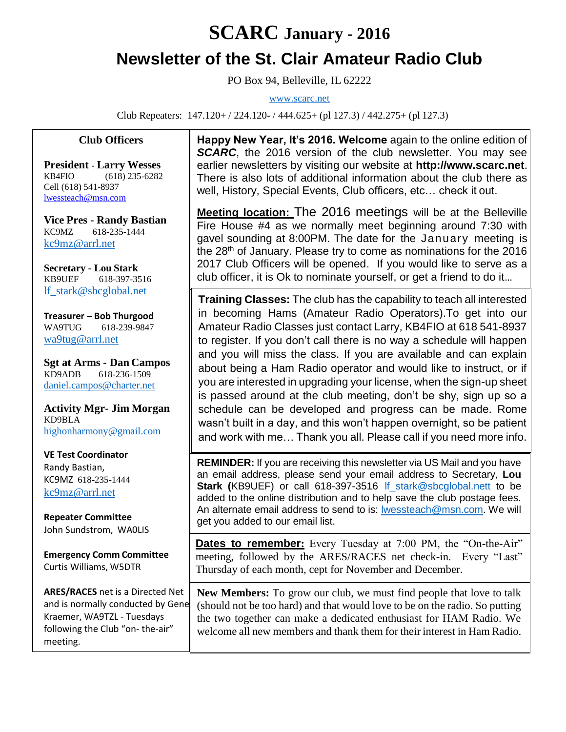# SCARC January - 2016

## Newsletter of the St. Clair Amateur Radio Club

PO Box 94, Belleville, IL 62222

www.scarc.net

Club Repeaters: 147.120+ / 224.120- / 444.625+ (pl 127.3) / 442.275+ (pl 127.3)

### Club Officers

**President - Larry Wesses**
KB4FIO (618) 235-6282
Cell (618) 541-8937
lwessteach@msn.com

**Vice Pres - Randy Bastian**
KC9MZ 618-235-1444
kc9mz@arrl.net

**Secretary - Lou Stark**
KB9UEF 618-397-3516
lf_stark@sbcglobal.net

**Treasurer – Bob Thurgood**
WA9TUG 618-239-9847
wa9tug@arrl.net

**Sgt at Arms - Dan Campos**
KD9ADB 618-236-1509
daniel.campos@charter.net

**Activity Mgr- Jim Morgan**
KD9BLA
highonharmony@gmail.com

**VE Test Coordinator**
Randy Bastian,
KC9MZ 618-235-1444
kc9mz@arrl.net

**Repeater Committee**
John Sundstrom, WA0LIS

**Emergency Comm Committee**
Curtis Williams, W5DTR

**ARES/RACES** net is a Directed Net and is normally conducted by Gene Kraemer, WA9TZL - Tuesdays following the Club "on- the-air" meeting.

---

**Happy New Year, It's 2016. Welcome** again to the online edition of ***SCARC***, the 2016 version of the club newsletter. You may see earlier newsletters by visiting our website at **http://www.scarc.net**. There is also lots of additional information about the club there as well, History, Special Events, Club officers, etc… check it out.

**Meeting location:** The 2016 meetings will be at the Belleville Fire House #4 as we normally meet beginning around 7:30 with gavel sounding at 8:00PM. The date for the January meeting is the 28th of January. Please try to come as nominations for the 2016 2017 Club Officers will be opened. If you would like to serve as a club officer, it is Ok to nominate yourself, or get a friend to do it…

**Training Classes:** The club has the capability to teach all interested in becoming Hams (Amateur Radio Operators).To get into our Amateur Radio Classes just contact Larry, KB4FIO at 618 541-8937 to register. If you don't call there is no way a schedule will happen and you will miss the class. If you are available and can explain about being a Ham Radio operator and would like to instruct, or if you are interested in upgrading your license, when the sign-up sheet is passed around at the club meeting, don't be shy, sign up so a schedule can be developed and progress can be made. Rome wasn't built in a day, and this won't happen overnight, so be patient and work with me… Thank you all. Please call if you need more info.

**REMINDER:** If you are receiving this newsletter via US Mail and you have an email address, please send your email address to Secretary, **Lou Stark (**KB9UEF) or call 618-397-3516 lf_stark@sbcglobal.nett to be added to the online distribution and to help save the club postage fees. An alternate email address to send to is: lwessteach@msn.com. We will get you added to our email list.

**Dates to remember:** Every Tuesday at 7:00 PM, the "On-the-Air" meeting, followed by the ARES/RACES net check-in. Every "Last" Thursday of each month, cept for November and December.

**New Members:** To grow our club, we must find people that love to talk (should not be too hard) and that would love to be on the radio. So putting the two together can make a dedicated enthusiast for HAM Radio. We welcome all new members and thank them for their interest in Ham Radio.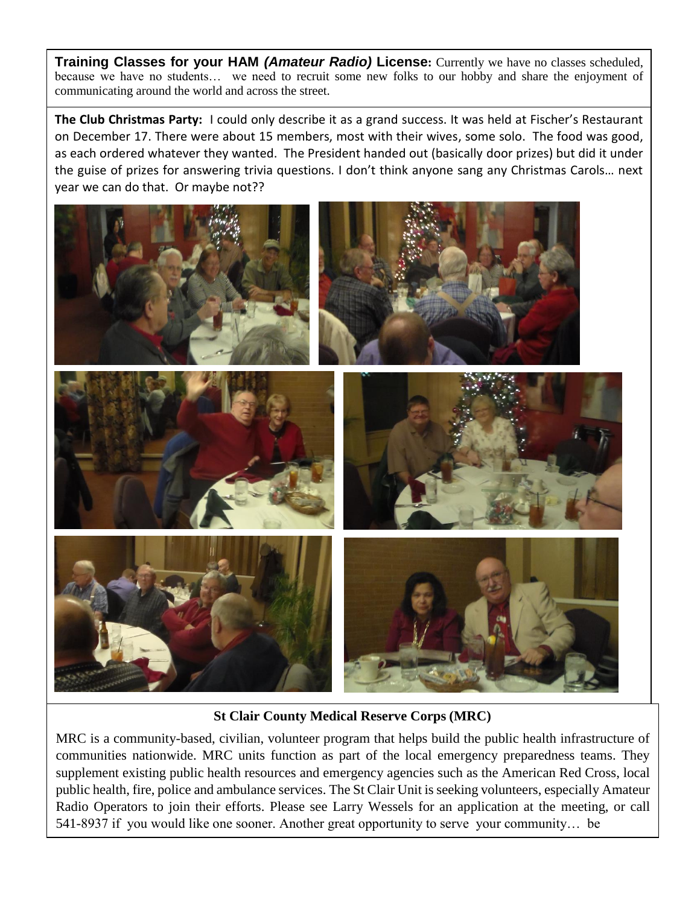**Training Classes for your HAM *(Amateur Radio)* License:** Currently we have no classes scheduled, because we have no students… we need to recruit some new folks to our hobby and share the enjoyment of communicating around the world and across the street.

**The Club Christmas Party:** I could only describe it as a grand success. It was held at Fischer's Restaurant on December 17. There were about 15 members, most with their wives, some solo. The food was good, as each ordered whatever they wanted. The President handed out (basically door prizes) but did it under the guise of prizes for answering trivia questions. I don't think anyone sang any Christmas Carols… next year we can do that. Or maybe not??

### St Clair County Medical Reserve Corps (MRC)

MRC is a community-based, civilian, volunteer program that helps build the public health infrastructure of communities nationwide. MRC units function as part of the local emergency preparedness teams. They supplement existing public health resources and emergency agencies such as the American Red Cross, local public health, fire, police and ambulance services. The St Clair Unit is seeking volunteers, especially Amateur Radio Operators to join their efforts. Please see Larry Wessels for an application at the meeting, or call 541-8937 if you would like one sooner. Another great opportunity to serve your community… be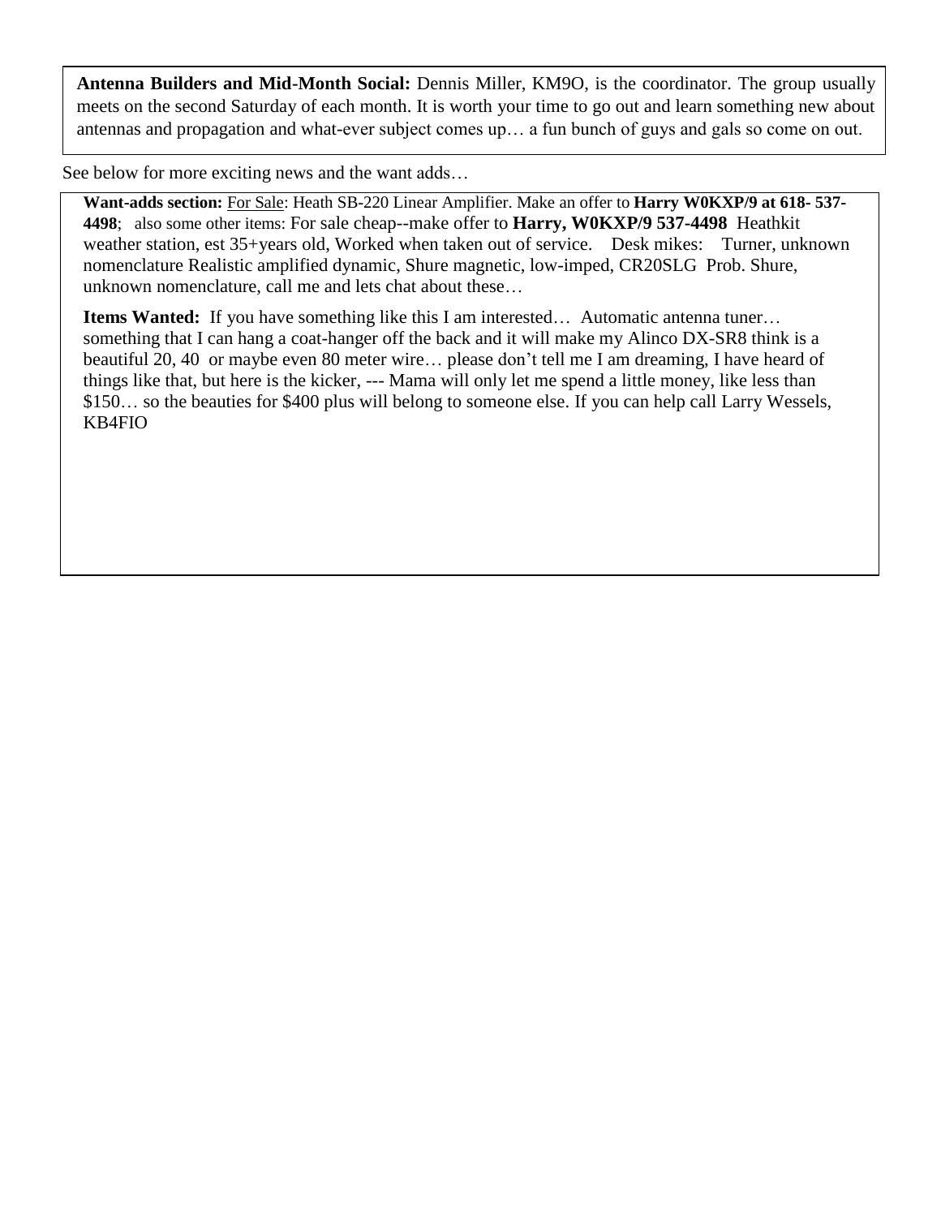**Antenna Builders and Mid-Month Social:** Dennis Miller, KM9O, is the coordinator. The group usually meets on the second Saturday of each month. It is worth your time to go out and learn something new about antennas and propagation and what-ever subject comes up… a fun bunch of guys and gals so come on out.

See below for more exciting news and the want adds…

**Want-adds section:** For Sale: Heath SB-220 Linear Amplifier. Make an offer to **Harry W0KXP/9 at 618- 537-4498**; also some other items: For sale cheap--make offer to **Harry, W0KXP/9 537-4498** Heathkit weather station, est 35+years old, Worked when taken out of service. Desk mikes: Turner, unknown nomenclature Realistic amplified dynamic, Shure magnetic, low-imped, CR20SLG Prob. Shure, unknown nomenclature, call me and lets chat about these…

**Items Wanted:** If you have something like this I am interested… Automatic antenna tuner… something that I can hang a coat-hanger off the back and it will make my Alinco DX-SR8 think is a beautiful 20, 40 or maybe even 80 meter wire… please don't tell me I am dreaming, I have heard of things like that, but here is the kicker, --- Mama will only let me spend a little money, like less than $150… so the beauties for $400 plus will belong to someone else. If you can help call Larry Wessels, KB4FIO